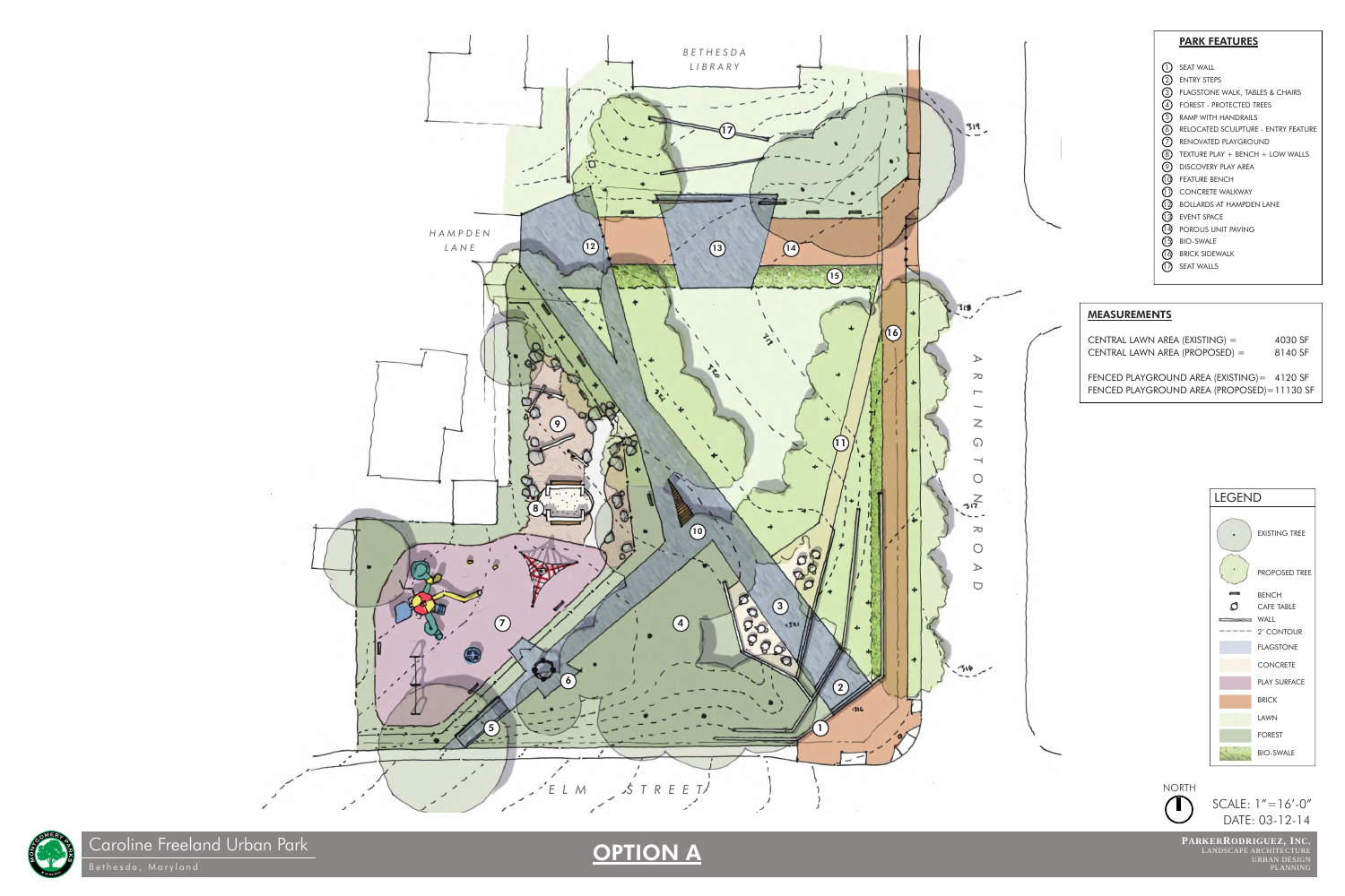# Caroline Freeland Urban Park

Bethesda, Maryland

## OPTION A

BETHESDA LIBRARY

HAMPDEN LANE

ARLINGTON ROAD

ELM STREET

### PARK FEATURES

1. SEAT WALL
2. ENTRY STEPS
3. FLAGSTONE WALK, TABLES & CHAIRS
4. FOREST - PROTECTED TREES
5. RAMP WITH HANDRAILS
6. RELOCATED SCULPTURE - ENTRY FEATURE
7. RENOVATED PLAYGROUND
8. TEXTURE PLAY + BENCH + LOW WALLS
9. DISCOVERY PLAY AREA
10. FEATURE BENCH
11. CONCRETE WALKWAY
12. BOLLARDS AT HAMPDEN LANE
13. EVENT SPACE
14. POROUS UNIT PAVING
15. BIO-SWALE
16. BRICK SIDEWALK
17. SEAT WALLS

### MEASUREMENTS

| | |
|---|---|
| CENTRAL LAWN AREA (EXISTING) = | 4030 SF |
| CENTRAL LAWN AREA (PROPOSED) = | 8140 SF |
| FENCED PLAYGROUND AREA (EXISTING) = | 4120 SF |
| FENCED PLAYGROUND AREA (PROPOSED) = | 11130 SF |

### LEGEND

- EXISTING TREE
- PROPOSED TREE
- BENCH
- CAFE TABLE
- WALL
- 2' CONTOUR
- FLAGSTONE
- CONCRETE
- PLAY SURFACE
- BRICK
- LAWN
- FOREST
- BIO-SWALE

NORTH

SCALE: 1"=16'-0"

DATE: 03-12-14

PARKERRODRIGUEZ, INC.
LANDSCAPE ARCHITECTURE
URBAN DESIGN
PLANNING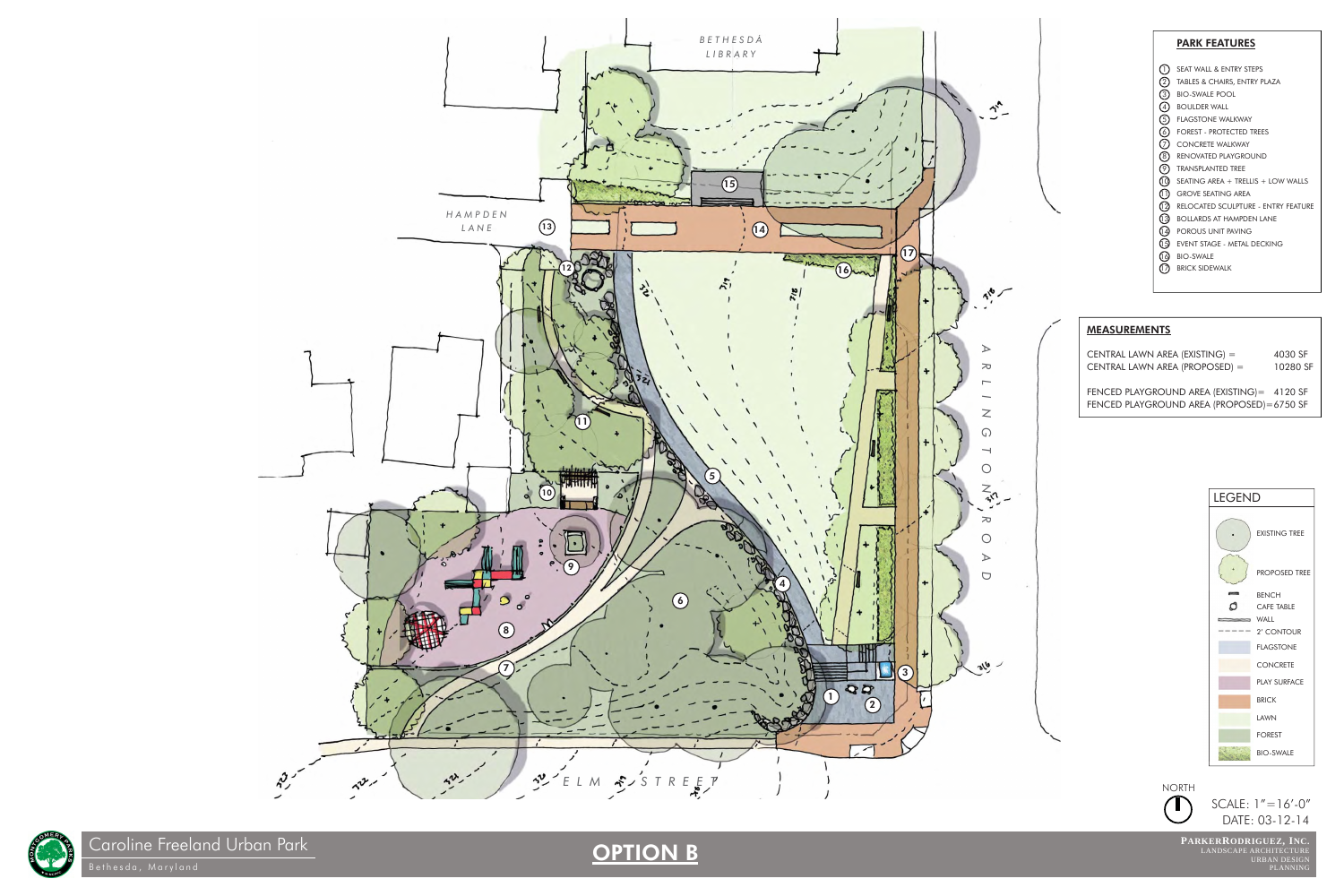# Caroline Freeland Urban Park

Bethesda, Maryland

## OPTION B

BETHESDA LIBRARY

HAMPDEN LANE

ARLINGTON ROAD

ELM STREET

### PARK FEATURES

1. SEAT WALL & ENTRY STEPS
2. TABLES & CHAIRS, ENTRY PLAZA
3. BIO-SWALE POOL
4. BOULDER WALL
5. FLAGSTONE WALKWAY
6. FOREST - PROTECTED TREES
7. CONCRETE WALKWAY
8. RENOVATED PLAYGROUND
9. TRANSPLANTED TREE
10. SEATING AREA + TRELLIS + LOW WALLS
11. GROVE SEATING AREA
12. RELOCATED SCULPTURE - ENTRY FEATURE
13. BOLLARDS AT HAMPDEN LANE
14. POROUS UNIT PAVING
15. EVENT STAGE - METAL DECKING
16. BIO-SWALE
17. BRICK SIDEWALK

### MEASUREMENTS

| | |
|---|---|
| CENTRAL LAWN AREA (EXISTING) = | 4030 SF |
| CENTRAL LAWN AREA (PROPOSED) = | 10280 SF |
| FENCED PLAYGROUND AREA (EXISTING)= | 4120 SF |
| FENCED PLAYGROUND AREA (PROPOSED)= | 6750 SF |

### LEGEND

- EXISTING TREE
- PROPOSED TREE
- BENCH
- CAFE TABLE
- WALL
- 2' CONTOUR
- FLAGSTONE
- CONCRETE
- PLAY SURFACE
- BRICK
- LAWN
- FOREST
- BIO-SWALE

NORTH

SCALE: 1"=16'-0"

DATE: 03-12-14

**PARKERRODRIGUEZ, INC.**
LANDSCAPE ARCHITECTURE
URBAN DESIGN
PLANNING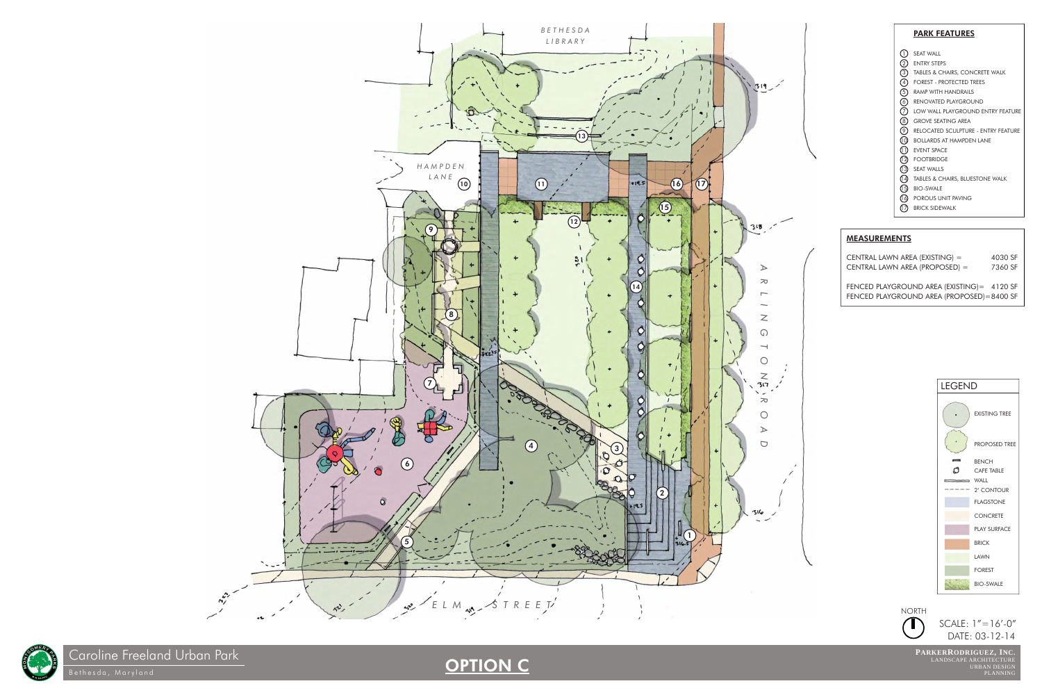## PARK FEATURES

1. SEAT WALL
2. ENTRY STEPS
3. TABLES & CHAIRS, CONCRETE WALK
4. FOREST - PROTECTED TREES
5. RAMP WITH HANDRAILS
6. RENOVATED PLAYGROUND
7. LOW WALL PLAYGROUND ENTRY FEATURE
8. GROVE SEATING AREA
9. RELOCATED SCULPTURE - ENTRY FEATURE
10. BOLLARDS AT HAMPDEN LANE
11. EVENT SPACE
12. FOOTBRIDGE
13. SEAT WALLS
14. TABLES & CHAIRS, BLUESTONE WALK
15. BIO-SWALE
16. POROUS UNIT PAVING
17. BRICK SIDEWALK

## MEASUREMENTS

| | |
|---|---|
| CENTRAL LAWN AREA (EXISTING) = | 4030 SF |
| CENTRAL LAWN AREA (PROPOSED) = | 7360 SF |
| FENCED PLAYGROUND AREA (EXISTING) = | 4120 SF |
| FENCED PLAYGROUND AREA (PROPOSED) = | 8400 SF |

## LEGEND

- EXISTING TREE
- PROPOSED TREE
- BENCH
- CAFE TABLE
- WALL
- 2' CONTOUR
- FLAGSTONE
- CONCRETE
- PLAY SURFACE
- BRICK
- LAWN
- FOREST
- BIO-SWALE

BETHESDA LIBRARY

HAMPDEN LANE

ARLINGTON ROAD

ELM STREET

NORTH

SCALE: 1"=16'-0"

DATE: 03-12-14

Caroline Freeland Urban Park

Bethesda, Maryland

# OPTION C

PARKERRODRIGUEZ, INC.
LANDSCAPE ARCHITECTURE
URBAN DESIGN
PLANNING